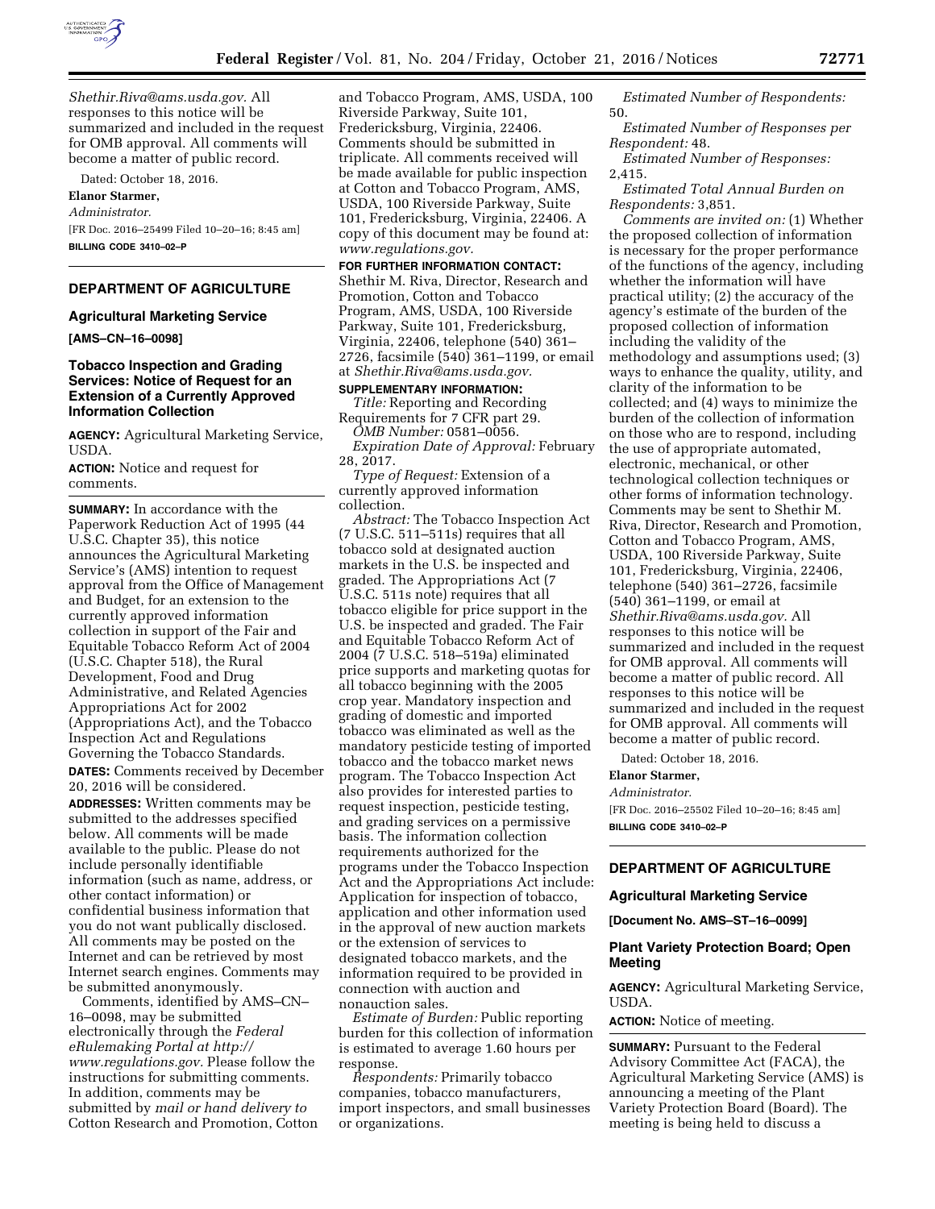*Shethir.Riva@ams.usda.gov.* All responses to this notice will be summarized and included in the request for OMB approval. All comments will become a matter of public record.

Dated: October 18, 2016.

**Elanor Starmer,**

*Administrator.*

[FR Doc. 2016–25499 Filed 10–20–16; 8:45 am]

**BILLING CODE 3410–02–P**

## DEPARTMENT OF AGRICULTURE

### Agricultural Marketing Service

**[AMS–CN–16–0098]**

### Tobacco Inspection and Grading Services: Notice of Request for an Extension of a Currently Approved Information Collection

**AGENCY:** Agricultural Marketing Service, USDA.

**ACTION:** Notice and request for comments.

**SUMMARY:** In accordance with the Paperwork Reduction Act of 1995 (44 U.S.C. Chapter 35), this notice announces the Agricultural Marketing Service's (AMS) intention to request approval from the Office of Management and Budget, for an extension to the currently approved information collection in support of the Fair and Equitable Tobacco Reform Act of 2004 (U.S.C. Chapter 518), the Rural Development, Food and Drug Administrative, and Related Agencies Appropriations Act for 2002 (Appropriations Act), and the Tobacco Inspection Act and Regulations Governing the Tobacco Standards.

**DATES:** Comments received by December 20, 2016 will be considered.

**ADDRESSES:** Written comments may be submitted to the addresses specified below. All comments will be made available to the public. Please do not include personally identifiable information (such as name, address, or other contact information) or confidential business information that you do not want publically disclosed. All comments may be posted on the Internet and can be retrieved by most Internet search engines. Comments may be submitted anonymously.

Comments, identified by AMS–CN–16–0098, may be submitted electronically through the *Federal eRulemaking Portal at http://www.regulations.gov.* Please follow the instructions for submitting comments. In addition, comments may be submitted by *mail or hand delivery to* Cotton Research and Promotion, Cotton and Tobacco Program, AMS, USDA, 100 Riverside Parkway, Suite 101, Fredericksburg, Virginia, 22406. Comments should be submitted in triplicate. All comments received will be made available for public inspection at Cotton and Tobacco Program, AMS, USDA, 100 Riverside Parkway, Suite 101, Fredericksburg, Virginia, 22406. A copy of this document may be found at: *www.regulations.gov.*

**FOR FURTHER INFORMATION CONTACT:** Shethir M. Riva, Director, Research and Promotion, Cotton and Tobacco Program, AMS, USDA, 100 Riverside Parkway, Suite 101, Fredericksburg, Virginia, 22406, telephone (540) 361–2726, facsimile (540) 361–1199, or email at *Shethir.Riva@ams.usda.gov.*

**SUPPLEMENTARY INFORMATION:**

*Title:* Reporting and Recording Requirements for 7 CFR part 29.

*OMB Number:* 0581–0056.

*Expiration Date of Approval:* February 28, 2017.

*Type of Request:* Extension of a currently approved information collection.

*Abstract:* The Tobacco Inspection Act (7 U.S.C. 511–511s) requires that all tobacco sold at designated auction markets in the U.S. be inspected and graded. The Appropriations Act (7 U.S.C. 511s note) requires that all tobacco eligible for price support in the U.S. be inspected and graded. The Fair and Equitable Tobacco Reform Act of 2004 (7 U.S.C. 518–519a) eliminated price supports and marketing quotas for all tobacco beginning with the 2005 crop year. Mandatory inspection and grading of domestic and imported tobacco was eliminated as well as the mandatory pesticide testing of imported tobacco and the tobacco market news program. The Tobacco Inspection Act also provides for interested parties to request inspection, pesticide testing, and grading services on a permissive basis. The information collection requirements authorized for the programs under the Tobacco Inspection Act and the Appropriations Act include: Application for inspection of tobacco, application and other information used in the approval of new auction markets or the extension of services to designated tobacco markets, and the information required to be provided in connection with auction and nonauction sales.

*Estimate of Burden:* Public reporting burden for this collection of information is estimated to average 1.60 hours per response.

*Respondents:* Primarily tobacco companies, tobacco manufacturers, import inspectors, and small businesses or organizations.

*Estimated Number of Respondents:* 50.

*Estimated Number of Responses per Respondent:* 48.

*Estimated Number of Responses:* 2,415.

*Estimated Total Annual Burden on Respondents:* 3,851.

*Comments are invited on:* (1) Whether the proposed collection of information is necessary for the proper performance of the functions of the agency, including whether the information will have practical utility; (2) the accuracy of the agency's estimate of the burden of the proposed collection of information including the validity of the methodology and assumptions used; (3) ways to enhance the quality, utility, and clarity of the information to be collected; and (4) ways to minimize the burden of the collection of information on those who are to respond, including the use of appropriate automated, electronic, mechanical, or other technological collection techniques or other forms of information technology. Comments may be sent to Shethir M. Riva, Director, Research and Promotion, Cotton and Tobacco Program, AMS, USDA, 100 Riverside Parkway, Suite 101, Fredericksburg, Virginia, 22406, telephone (540) 361–2726, facsimile (540) 361–1199, or email at *Shethir.Riva@ams.usda.gov.* All responses to this notice will be summarized and included in the request for OMB approval. All comments will become a matter of public record. All responses to this notice will be summarized and included in the request for OMB approval. All comments will become a matter of public record.

Dated: October 18, 2016.

**Elanor Starmer,**

*Administrator.*

[FR Doc. 2016–25502 Filed 10–20–16; 8:45 am]

**BILLING CODE 3410–02–P**

## DEPARTMENT OF AGRICULTURE

### Agricultural Marketing Service

**[Document No. AMS–ST–16–0099]**

### Plant Variety Protection Board; Open Meeting

**AGENCY:** Agricultural Marketing Service, USDA.

**ACTION:** Notice of meeting.

**SUMMARY:** Pursuant to the Federal Advisory Committee Act (FACA), the Agricultural Marketing Service (AMS) is announcing a meeting of the Plant Variety Protection Board (Board). The meeting is being held to discuss a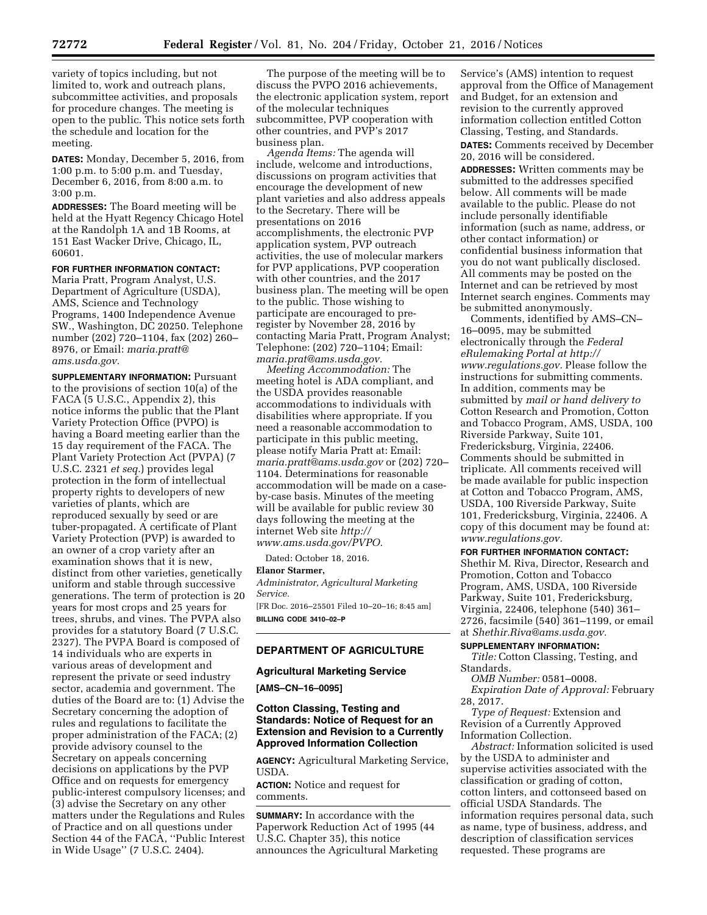variety of topics including, but not limited to, work and outreach plans, subcommittee activities, and proposals for procedure changes. The meeting is open to the public. This notice sets forth the schedule and location for the meeting.

**DATES:** Monday, December 5, 2016, from 1:00 p.m. to 5:00 p.m. and Tuesday, December 6, 2016, from 8:00 a.m. to 3:00 p.m.

**ADDRESSES:** The Board meeting will be held at the Hyatt Regency Chicago Hotel at the Randolph 1A and 1B Rooms, at 151 East Wacker Drive, Chicago, IL, 60601.

**FOR FURTHER INFORMATION CONTACT:** Maria Pratt, Program Analyst, U.S. Department of Agriculture (USDA), AMS, Science and Technology Programs, 1400 Independence Avenue SW., Washington, DC 20250. Telephone number (202) 720–1104, fax (202) 260–8976, or Email: *maria.pratt@ams.usda.gov.*

**SUPPLEMENTARY INFORMATION:** Pursuant to the provisions of section 10(a) of the FACA (5 U.S.C., Appendix 2), this notice informs the public that the Plant Variety Protection Office (PVPO) is having a Board meeting earlier than the 15 day requirement of the FACA. The Plant Variety Protection Act (PVPA) (7 U.S.C. 2321 *et seq.*) provides legal protection in the form of intellectual property rights to developers of new varieties of plants, which are reproduced sexually by seed or are tuber-propagated. A certificate of Plant Variety Protection (PVP) is awarded to an owner of a crop variety after an examination shows that it is new, distinct from other varieties, genetically uniform and stable through successive generations. The term of protection is 20 years for most crops and 25 years for trees, shrubs, and vines. The PVPA also provides for a statutory Board (7 U.S.C. 2327). The PVPA Board is composed of 14 individuals who are experts in various areas of development and represent the private or seed industry sector, academia and government. The duties of the Board are to: (1) Advise the Secretary concerning the adoption of rules and regulations to facilitate the proper administration of the FACA; (2) provide advisory counsel to the Secretary on appeals concerning decisions on applications by the PVP Office and on requests for emergency public-interest compulsory licenses; and (3) advise the Secretary on any other matters under the Regulations and Rules of Practice and on all questions under Section 44 of the FACA, ''Public Interest in Wide Usage'' (7 U.S.C. 2404).

The purpose of the meeting will be to discuss the PVPO 2016 achievements, the electronic application system, report of the molecular techniques subcommittee, PVP cooperation with other countries, and PVP's 2017 business plan.

*Agenda Items:* The agenda will include, welcome and introductions, discussions on program activities that encourage the development of new plant varieties and also address appeals to the Secretary. There will be presentations on 2016 accomplishments, the electronic PVP application system, PVP outreach activities, the use of molecular markers for PVP applications, PVP cooperation with other countries, and the 2017 business plan. The meeting will be open to the public. Those wishing to participate are encouraged to pre-register by November 28, 2016 by contacting Maria Pratt, Program Analyst; Telephone: (202) 720–1104; Email: *maria.prat@ams.usda.gov.*

*Meeting Accommodation:* The meeting hotel is ADA compliant, and the USDA provides reasonable accommodations to individuals with disabilities where appropriate. If you need a reasonable accommodation to participate in this public meeting, please notify Maria Pratt at: Email: *maria.pratt@ams.usda.gov* or (202) 720–1104. Determinations for reasonable accommodation will be made on a case-by-case basis. Minutes of the meeting will be available for public review 30 days following the meeting at the internet Web site *http://www.ams.usda.gov/PVPO.*

Dated: October 18, 2016.

**Elanor Starmer,**

*Administrator, Agricultural Marketing Service.*

[FR Doc. 2016–25501 Filed 10–20–16; 8:45 am]

**BILLING CODE 3410–02–P**

## DEPARTMENT OF AGRICULTURE

### Agricultural Marketing Service

**[AMS–CN–16–0095]**

### Cotton Classing, Testing and Standards: Notice of Request for an Extension and Revision to a Currently Approved Information Collection

**AGENCY:** Agricultural Marketing Service, USDA.

**ACTION:** Notice and request for comments.

**SUMMARY:** In accordance with the Paperwork Reduction Act of 1995 (44 U.S.C. Chapter 35), this notice announces the Agricultural Marketing Service's (AMS) intention to request approval from the Office of Management and Budget, for an extension and revision to the currently approved information collection entitled Cotton Classing, Testing, and Standards.

**DATES:** Comments received by December 20, 2016 will be considered.

**ADDRESSES:** Written comments may be submitted to the addresses specified below. All comments will be made available to the public. Please do not include personally identifiable information (such as name, address, or other contact information) or confidential business information that you do not want publically disclosed. All comments may be posted on the Internet and can be retrieved by most Internet search engines. Comments may be submitted anonymously.

Comments, identified by AMS–CN–16–0095, may be submitted electronically through the *Federal eRulemaking Portal at http://www.regulations.gov.* Please follow the instructions for submitting comments. In addition, comments may be submitted by *mail or hand delivery to* Cotton Research and Promotion, Cotton and Tobacco Program, AMS, USDA, 100 Riverside Parkway, Suite 101, Fredericksburg, Virginia, 22406. Comments should be submitted in triplicate. All comments received will be made available for public inspection at Cotton and Tobacco Program, AMS, USDA, 100 Riverside Parkway, Suite 101, Fredericksburg, Virginia, 22406. A copy of this document may be found at: *www.regulations.gov.*

**FOR FURTHER INFORMATION CONTACT:** Shethir M. Riva, Director, Research and Promotion, Cotton and Tobacco Program, AMS, USDA, 100 Riverside Parkway, Suite 101, Fredericksburg, Virginia, 22406, telephone (540) 361–2726, facsimile (540) 361–1199, or email at *Shethir.Riva@ams.usda.gov.*

**SUPPLEMENTARY INFORMATION:**

*Title:* Cotton Classing, Testing, and Standards.

*OMB Number:* 0581–0008.

*Expiration Date of Approval:* February 28, 2017.

*Type of Request:* Extension and Revision of a Currently Approved Information Collection.

*Abstract:* Information solicited is used by the USDA to administer and supervise activities associated with the classification or grading of cotton, cotton linters, and cottonseed based on official USDA Standards. The information requires personal data, such as name, type of business, address, and description of classification services requested. These programs are